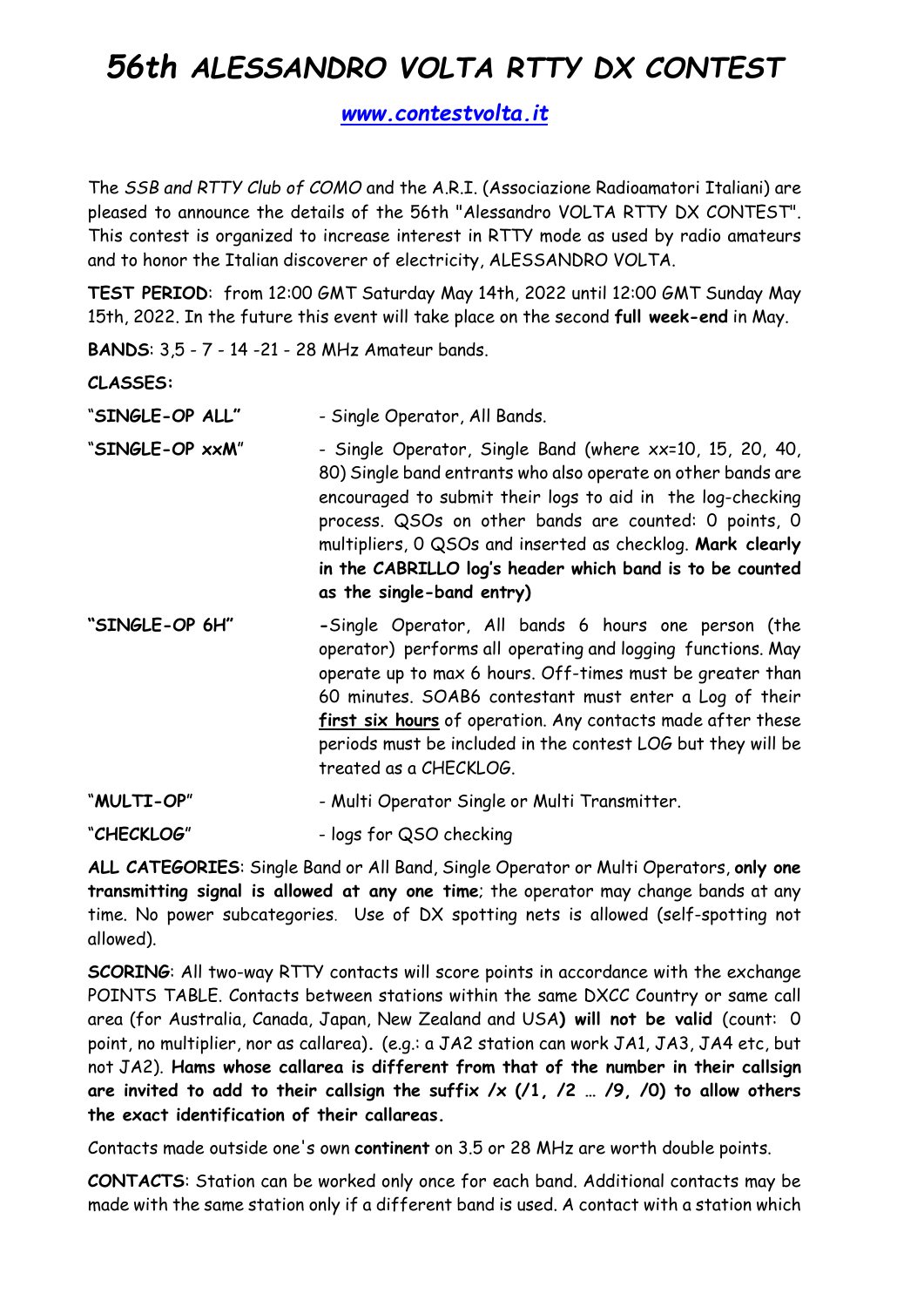# 56th ALESSANDRO VOLTA RTTY DX CONTEST

[www.contestvolta.it](http://www.contestvolta.it)

The *SSB and RTTY Club of COMO* and the A.R.I. (Associazione Radioamatori Italiani) are pleased to announce the details of the 56th "Alessandro VOLTA RTTY DX CONTEST". This contest is organized to increase interest in RTTY mode as used by radio amateurs and to honor the Italian discoverer of electricity, ALESSANDRO VOLTA.

**TEST PERIOD**: from 12:00 GMT Saturday May 14th, 2022 until 12:00 GMT Sunday May 15th, 2022. In the future this event will take place on the second **full week-end** in May.

**BANDS**: 3,5 - 7 - 14 -21 - 28 MHz Amateur bands.

**CLASSES:**

"**SINGLE-OP ALL**" - Single Operator, All Bands.

"**SINGLE-OP xxM**" - Single Operator, Single Band (where xx=10, 15, 20, 40, 80) Single band entrants who also operate on other bands are encouraged to submit their logs to aid in the log-checking process. QSOs on other bands are counted: 0 points, 0 multipliers, 0 QSOs and inserted as checklog. **Mark clearly in the CABRILLO log's header which band is to be counted as the single-band entry)**

**"SINGLE-OP 6H"** -Single Operator, All bands 6 hours one person (the operator) performs all operating and logging functions. May operate up to max 6 hours. Off-times must be greater than 60 minutes. SOAB6 contestant must enter a Log of their **first six hours** of operation. Any contacts made after these periods must be included in the contest LOG but they will be treated as a CHECKLOG.

"**MULTI-OP**" - Multi Operator Single or Multi Transmitter.

"**CHECKLOG**" - logs for QSO checking

**ALL CATEGORIES**: Single Band or All Band, Single Operator or Multi Operators, **only one transmitting signal is allowed at any one time**; the operator may change bands at any time. No power subcategories. Use of DX spotting nets is allowed (self-spotting not allowed).

**SCORING**: All two-way RTTY contacts will score points in accordance with the exchange POINTS TABLE. Contacts between stations within the same DXCC Country or same call area (for Australia, Canada, Japan, New Zealand and USA**) will not be valid** (count: 0 point, no multiplier, nor as callarea). (e.g.: a JA2 station can work JA1, JA3, JA4 etc, but not JA2). **Hams whose callarea is different from that of the number in their callsign are invited to add to their callsign the suffix /x (/1, /2 … /9, /0) to allow others the exact identification of their callareas.**

Contacts made outside one's own **continent** on 3.5 or 28 MHz are worth double points.

**CONTACTS**: Station can be worked only once for each band. Additional contacts may be made with the same station only if a different band is used. A contact with a station which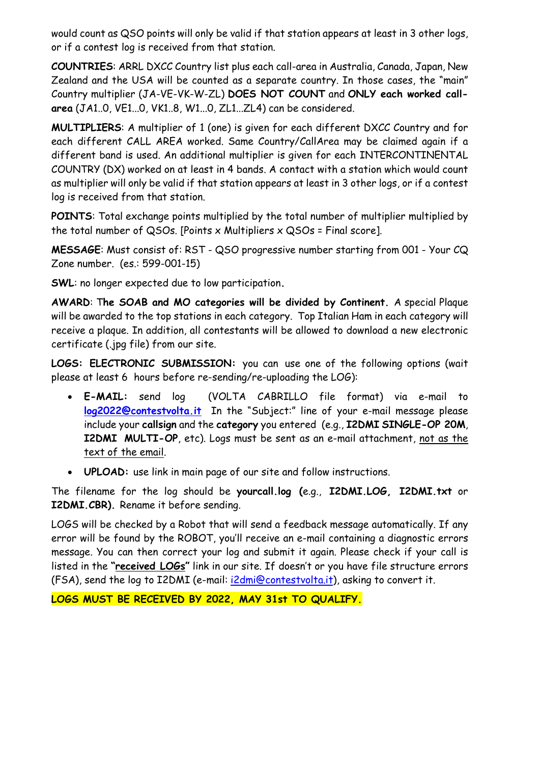would count as QSO points will only be valid if that station appears at least in 3 other logs, or if a contest log is received from that station.

**COUNTRIES**: ARRL DXCC Country list plus each call-area in Australia, Canada, Japan, New Zealand and the USA will be counted as a separate country. In those cases, the "main" Country multiplier (JA-VE-VK-W-ZL) **DOES NOT COUNT** and **ONLY each worked call-area** (JA1..0, VE1...0, VK1..8, W1...0, ZL1...ZL4) can be considered.

**MULTIPLIERS**: A multiplier of 1 (one) is given for each different DXCC Country and for each different CALL AREA worked. Same Country/CallArea may be claimed again if a different band is used. An additional multiplier is given for each INTERCONTINENTAL COUNTRY (DX) worked on at least in 4 bands. A contact with a station which would count as multiplier will only be valid if that station appears at least in 3 other logs, or if a contest log is received from that station.

**POINTS**: Total exchange points multiplied by the total number of multiplier multiplied by the total number of QSOs. [Points x Multipliers x QSOs = Final score].

**MESSAGE**: Must consist of: RST - QSO progressive number starting from 001 - Your CQ Zone number. (es.: 599-001-15)

**SWL**: no longer expected due to low participation.

**AWARD**: T**he SOAB and MO categories will be divided by Continent.** A special Plaque will be awarded to the top stations in each category. Top Italian Ham in each category will receive a plaque. In addition, all contestants will be allowed to download a new electronic certificate (.jpg file) from our site.

**LOGS: ELECTRONIC SUBMISSION:** you can use one of the following options (wait please at least 6 hours before re-sending/re-uploading the LOG):

- **E-MAIL:** send log (VOLTA CABRILLO file format) via e-mail to **log2022@contestvolta.it** In the "Subject:" line of your e-mail message please include your **callsign** and the **category** you entered (e.g., **I2DMI SINGLE-OP 20M**, **I2DMI MULTI-OP**, etc). Logs must be sent as an e-mail attachment, not as the text of the email.
- **UPLOAD:** use link in main page of our site and follow instructions.

The filename for the log should be **yourcall.log (**e.g., **I2DMI.LOG, I2DMI.txt** or **I2DMI.CBR).** Rename it before sending.

LOGS will be checked by a Robot that will send a feedback message automatically. If any error will be found by the ROBOT, you'll receive an e-mail containing a diagnostic errors message. You can then correct your log and submit it again. Please check if your call is listed in the **"received LOGs"** link in our site. If doesn't or you have file structure errors (FSA), send the log to I2DMI (e-mail: i2dmi@contestvolta.it), asking to convert it.

**LOGS MUST BE RECEIVED BY 2022, MAY 31st TO QUALIFY.**